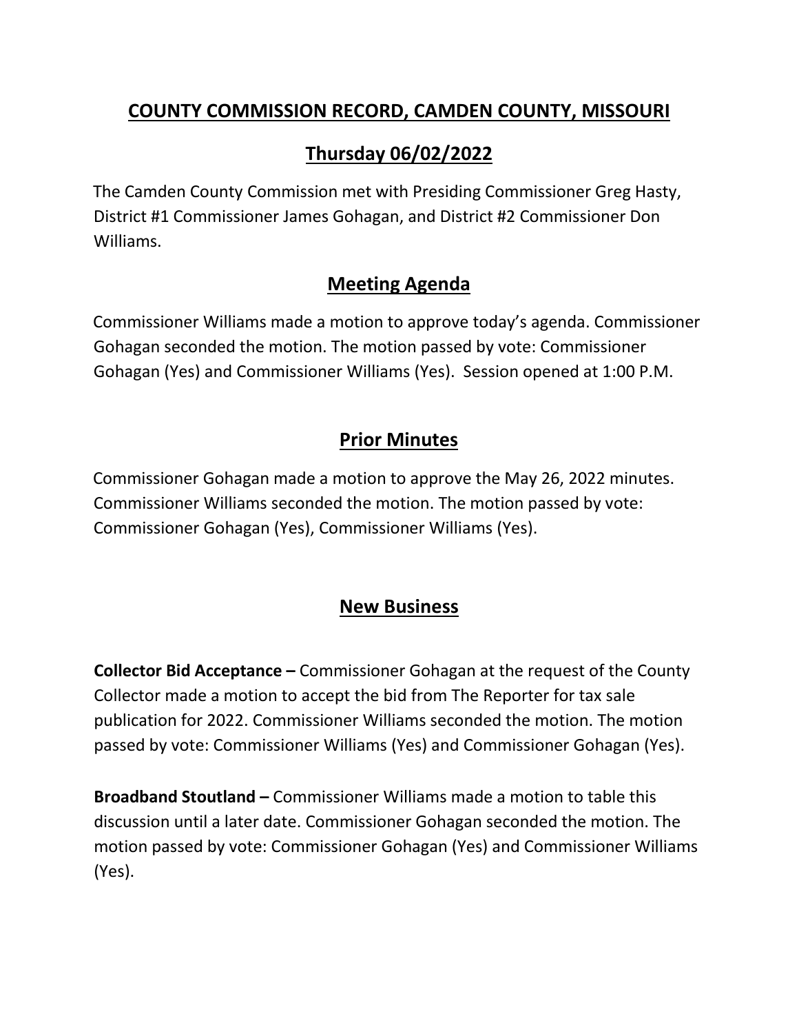# COUNTY COMMISSION RECORD, CAMDEN COUNTY, MISSOURI

## Thursday 06/02/2022

The Camden County Commission met with Presiding Commissioner Greg Hasty, District #1 Commissioner James Gohagan, and District #2 Commissioner Don Williams.

## Meeting Agenda

Commissioner Williams made a motion to approve today's agenda. Commissioner Gohagan seconded the motion. The motion passed by vote: Commissioner Gohagan (Yes) and Commissioner Williams (Yes). Session opened at 1:00 P.M.

## Prior Minutes

Commissioner Gohagan made a motion to approve the May 26, 2022 minutes. Commissioner Williams seconded the motion. The motion passed by vote: Commissioner Gohagan (Yes), Commissioner Williams (Yes).

## New Business

**Collector Bid Acceptance –** Commissioner Gohagan at the request of the County Collector made a motion to accept the bid from The Reporter for tax sale publication for 2022. Commissioner Williams seconded the motion. The motion passed by vote: Commissioner Williams (Yes) and Commissioner Gohagan (Yes).

**Broadband Stoutland –** Commissioner Williams made a motion to table this discussion until a later date. Commissioner Gohagan seconded the motion. The motion passed by vote: Commissioner Gohagan (Yes) and Commissioner Williams (Yes).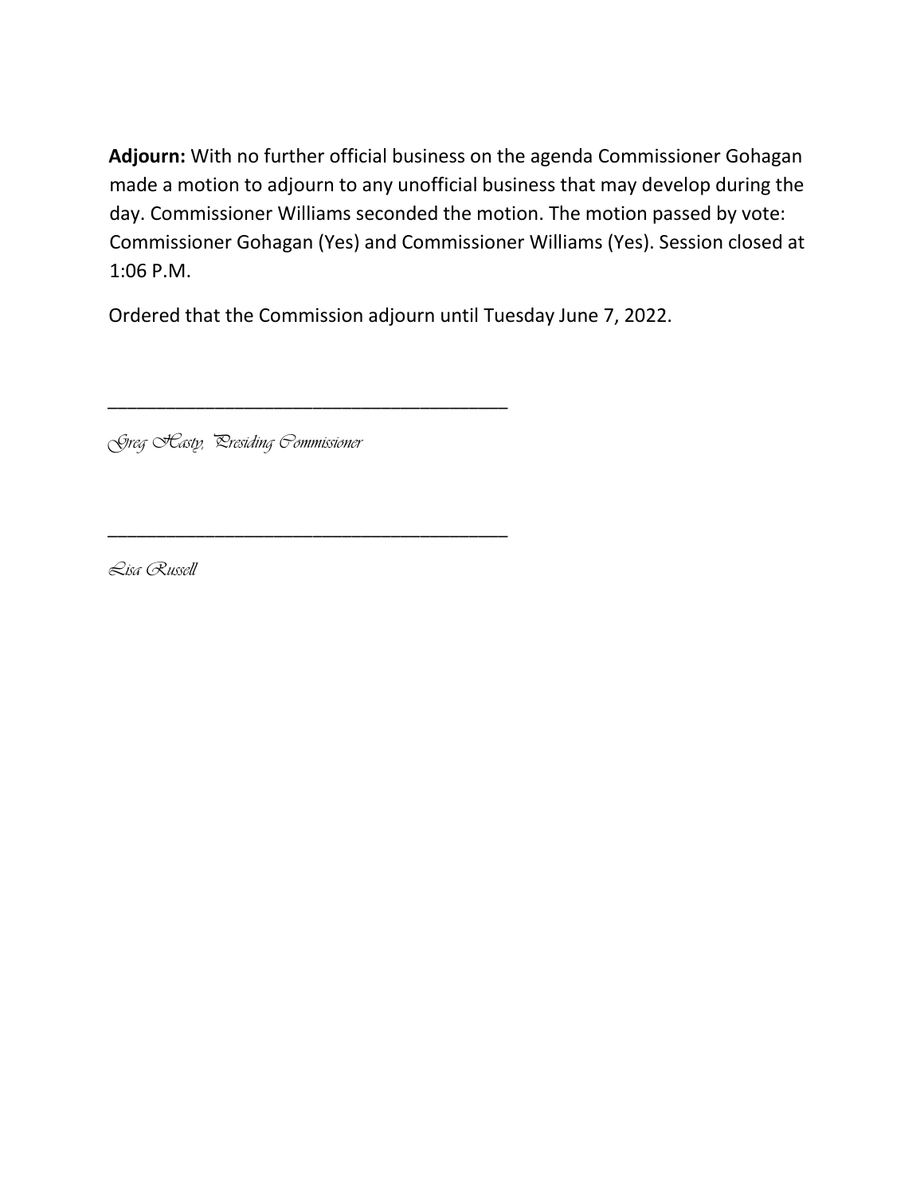**Adjourn:** With no further official business on the agenda Commissioner Gohagan made a motion to adjourn to any unofficial business that may develop during the day. Commissioner Williams seconded the motion. The motion passed by vote: Commissioner Gohagan (Yes) and Commissioner Williams (Yes). Session closed at 1:06 P.M.

Ordered that the Commission adjourn until Tuesday June 7, 2022.

\_\_\_\_\_\_\_\_\_\_\_\_\_\_\_\_\_\_\_\_\_\_\_\_\_\_\_\_\_\_\_\_\_\_\_\_\_\_\_\_

*Greg Hasty, Presiding Commissioner*

\_\_\_\_\_\_\_\_\_\_\_\_\_\_\_\_\_\_\_\_\_\_\_\_\_\_\_\_\_\_\_\_\_\_\_\_\_\_\_\_

*Lisa Russell*